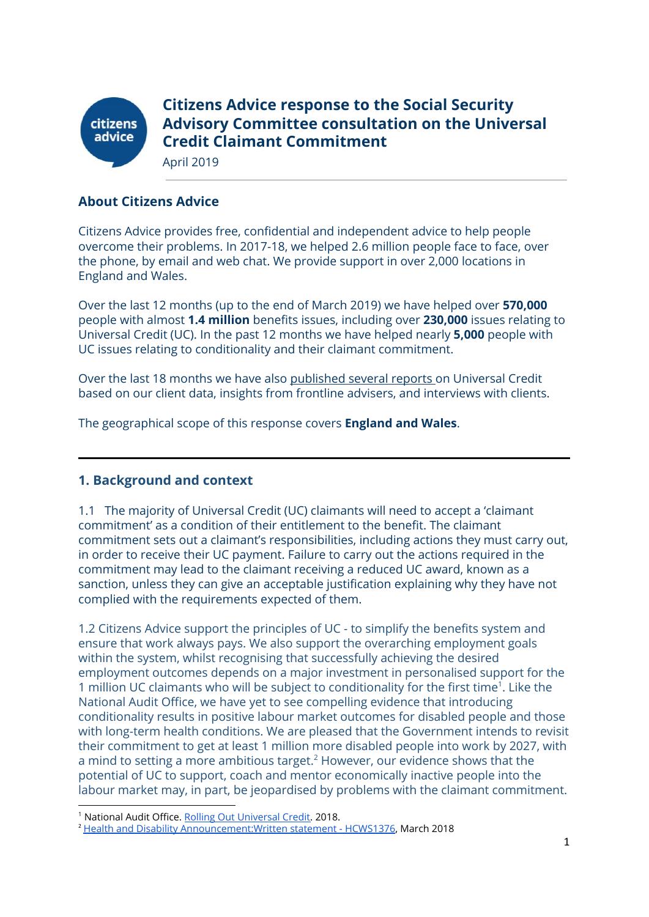# Citizens Advice response to the Social Security Advisory Committee consultation on the Universal Credit Claimant Commitment

April 2019

## About Citizens Advice

Citizens Advice provides free, confidential and independent advice to help people overcome their problems. In 2017-18, we helped 2.6 million people face to face, over the phone, by email and web chat. We provide support in over 2,000 locations in England and Wales.

Over the last 12 months (up to the end of March 2019) we have helped over **570,000** people with almost **1.4 million** benefits issues, including over **230,000** issues relating to Universal Credit (UC). In the past 12 months we have helped nearly **5,000** people with UC issues relating to conditionality and their claimant commitment.

Over the last 18 months we have also published several reports on Universal Credit based on our client data, insights from frontline advisers, and interviews with clients.

The geographical scope of this response covers **England and Wales**.

---

## 1. Background and context

1.1 The majority of Universal Credit (UC) claimants will need to accept a 'claimant commitment' as a condition of their entitlement to the benefit. The claimant commitment sets out a claimant's responsibilities, including actions they must carry out, in order to receive their UC payment. Failure to carry out the actions required in the commitment may lead to the claimant receiving a reduced UC award, known as a sanction, unless they can give an acceptable justification explaining why they have not complied with the requirements expected of them.

1.2 Citizens Advice support the principles of UC - to simplify the benefits system and ensure that work always pays. We also support the overarching employment goals within the system, whilst recognising that successfully achieving the desired employment outcomes depends on a major investment in personalised support for the 1 million UC claimants who will be subject to conditionality for the first time[1]. Like the National Audit Office, we have yet to see compelling evidence that introducing conditionality results in positive labour market outcomes for disabled people and those with long-term health conditions. We are pleased that the Government intends to revisit their commitment to get at least 1 million more disabled people into work by 2027, with a mind to setting a more ambitious target.[2] However, our evidence shows that the potential of UC to support, coach and mentor economically inactive people into the labour market may, in part, be jeopardised by problems with the claimant commitment.

---

[1] National Audit Office. Rolling Out Universal Credit. 2018.

[2] Health and Disability Announcement:Written statement - HCWS1376, March 2018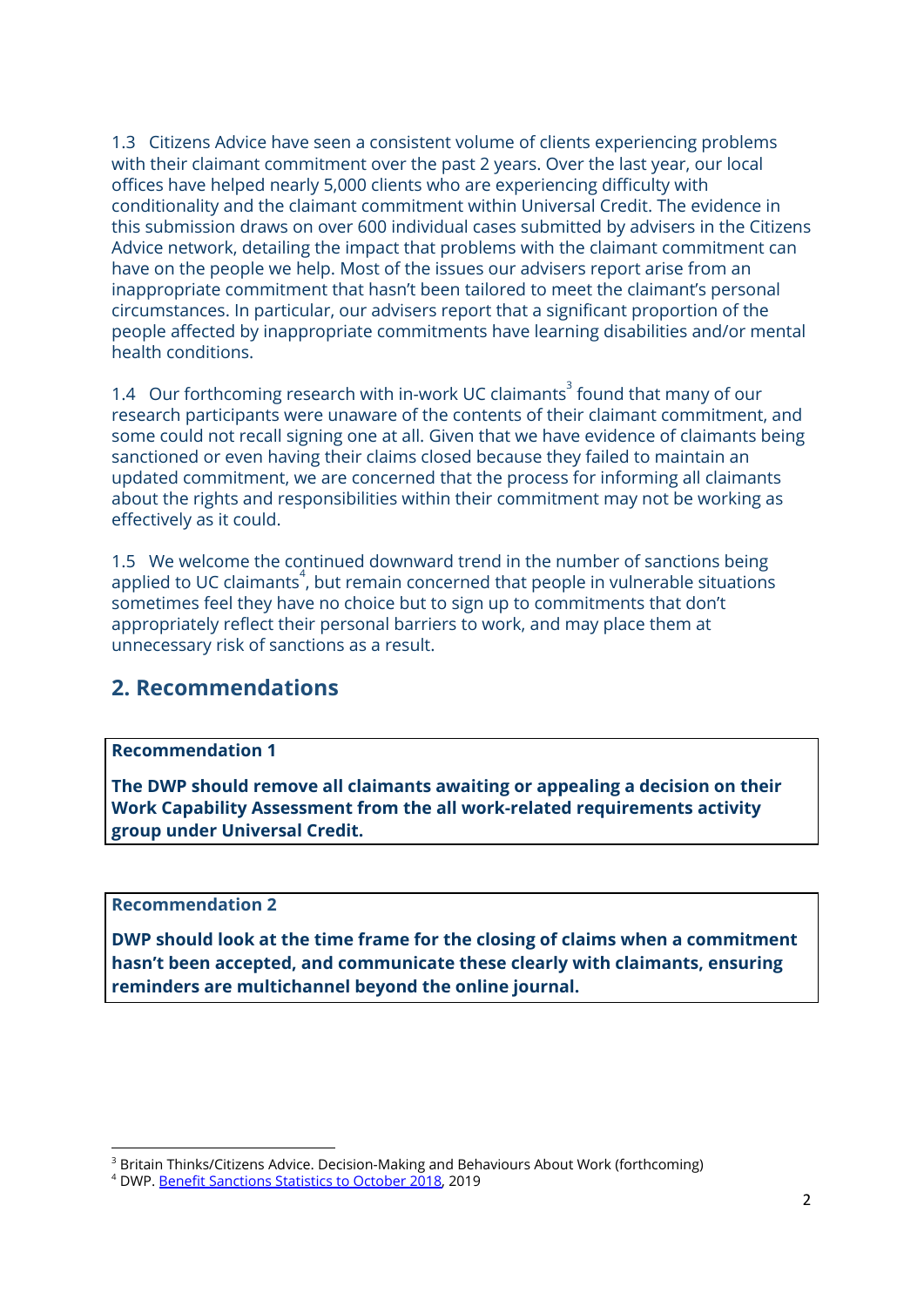1.3 Citizens Advice have seen a consistent volume of clients experiencing problems with their claimant commitment over the past 2 years. Over the last year, our local offices have helped nearly 5,000 clients who are experiencing difficulty with conditionality and the claimant commitment within Universal Credit. The evidence in this submission draws on over 600 individual cases submitted by advisers in the Citizens Advice network, detailing the impact that problems with the claimant commitment can have on the people we help. Most of the issues our advisers report arise from an inappropriate commitment that hasn't been tailored to meet the claimant's personal circumstances. In particular, our advisers report that a significant proportion of the people affected by inappropriate commitments have learning disabilities and/or mental health conditions.

1.4 Our forthcoming research with in-work UC claimants[3] found that many of our research participants were unaware of the contents of their claimant commitment, and some could not recall signing one at all. Given that we have evidence of claimants being sanctioned or even having their claims closed because they failed to maintain an updated commitment, we are concerned that the process for informing all claimants about the rights and responsibilities within their commitment may not be working as effectively as it could.

1.5 We welcome the continued downward trend in the number of sanctions being applied to UC claimants[4], but remain concerned that people in vulnerable situations sometimes feel they have no choice but to sign up to commitments that don't appropriately reflect their personal barriers to work, and may place them at unnecessary risk of sanctions as a result.

## 2. Recommendations

**Recommendation 1**

**The DWP should remove all claimants awaiting or appealing a decision on their Work Capability Assessment from the all work-related requirements activity group under Universal Credit.**

**Recommendation 2**

**DWP should look at the time frame for the closing of claims when a commitment hasn't been accepted, and communicate these clearly with claimants, ensuring reminders are multichannel beyond the online journal.**

---

[3] Britain Thinks/Citizens Advice. Decision-Making and Behaviours About Work (forthcoming)

[4] DWP. Benefit Sanctions Statistics to October 2018, 2019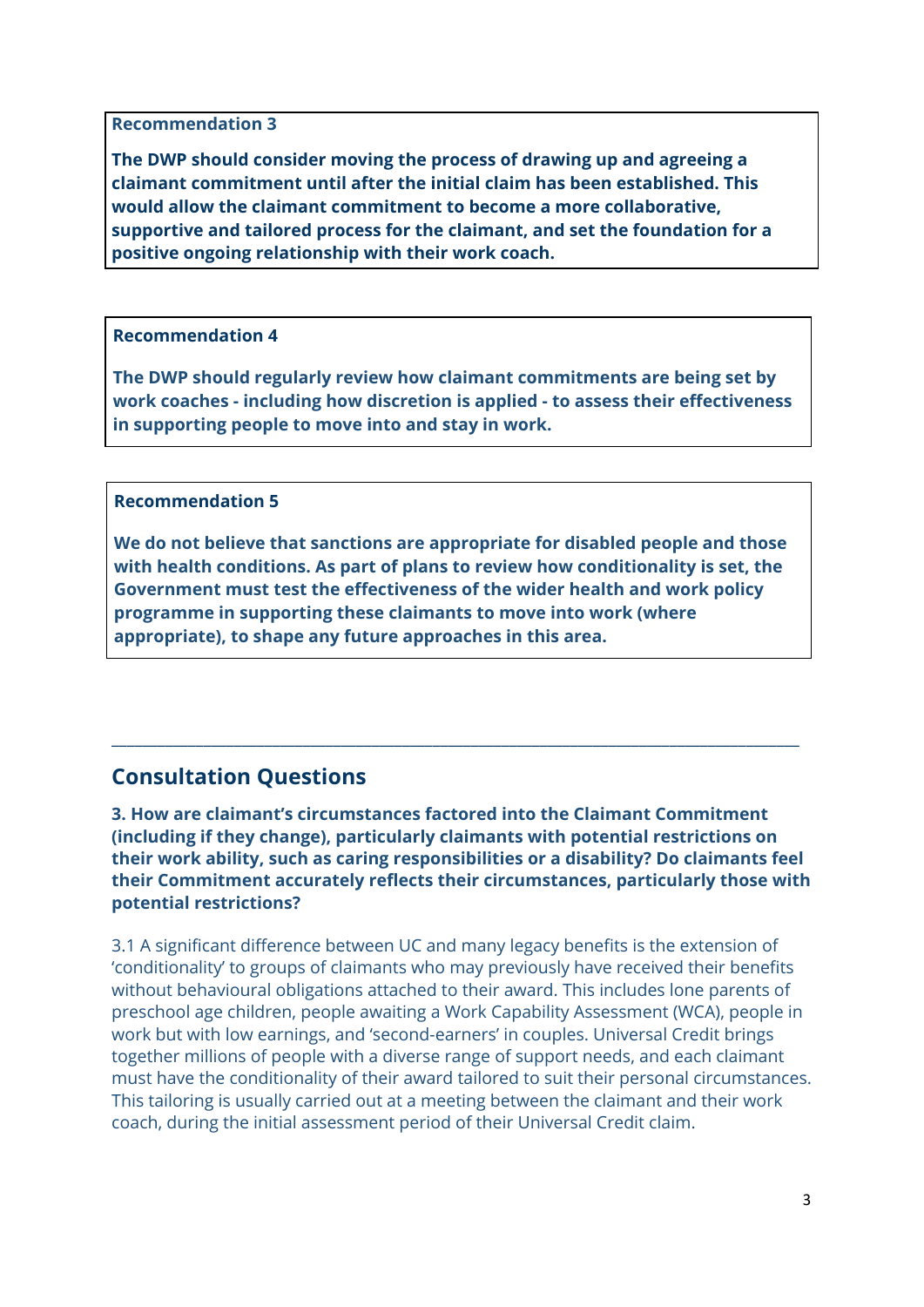**Recommendation 3**

**The DWP should consider moving the process of drawing up and agreeing a claimant commitment until after the initial claim has been established. This would allow the claimant commitment to become a more collaborative, supportive and tailored process for the claimant, and set the foundation for a positive ongoing relationship with their work coach.**

**Recommendation 4**

**The DWP should regularly review how claimant commitments are being set by work coaches - including how discretion is applied - to assess their effectiveness in supporting people to move into and stay in work.**

**Recommendation 5**

**We do not believe that sanctions are appropriate for disabled people and those with health conditions. As part of plans to review how conditionality is set, the Government must test the effectiveness of the wider health and work policy programme in supporting these claimants to move into work (where appropriate), to shape any future approaches in this area.**

---

## Consultation Questions

**3. How are claimant's circumstances factored into the Claimant Commitment (including if they change), particularly claimants with potential restrictions on their work ability, such as caring responsibilities or a disability? Do claimants feel their Commitment accurately reflects their circumstances, particularly those with potential restrictions?**

3.1 A significant difference between UC and many legacy benefits is the extension of 'conditionality' to groups of claimants who may previously have received their benefits without behavioural obligations attached to their award. This includes lone parents of preschool age children, people awaiting a Work Capability Assessment (WCA), people in work but with low earnings, and 'second-earners' in couples. Universal Credit brings together millions of people with a diverse range of support needs, and each claimant must have the conditionality of their award tailored to suit their personal circumstances. This tailoring is usually carried out at a meeting between the claimant and their work coach, during the initial assessment period of their Universal Credit claim.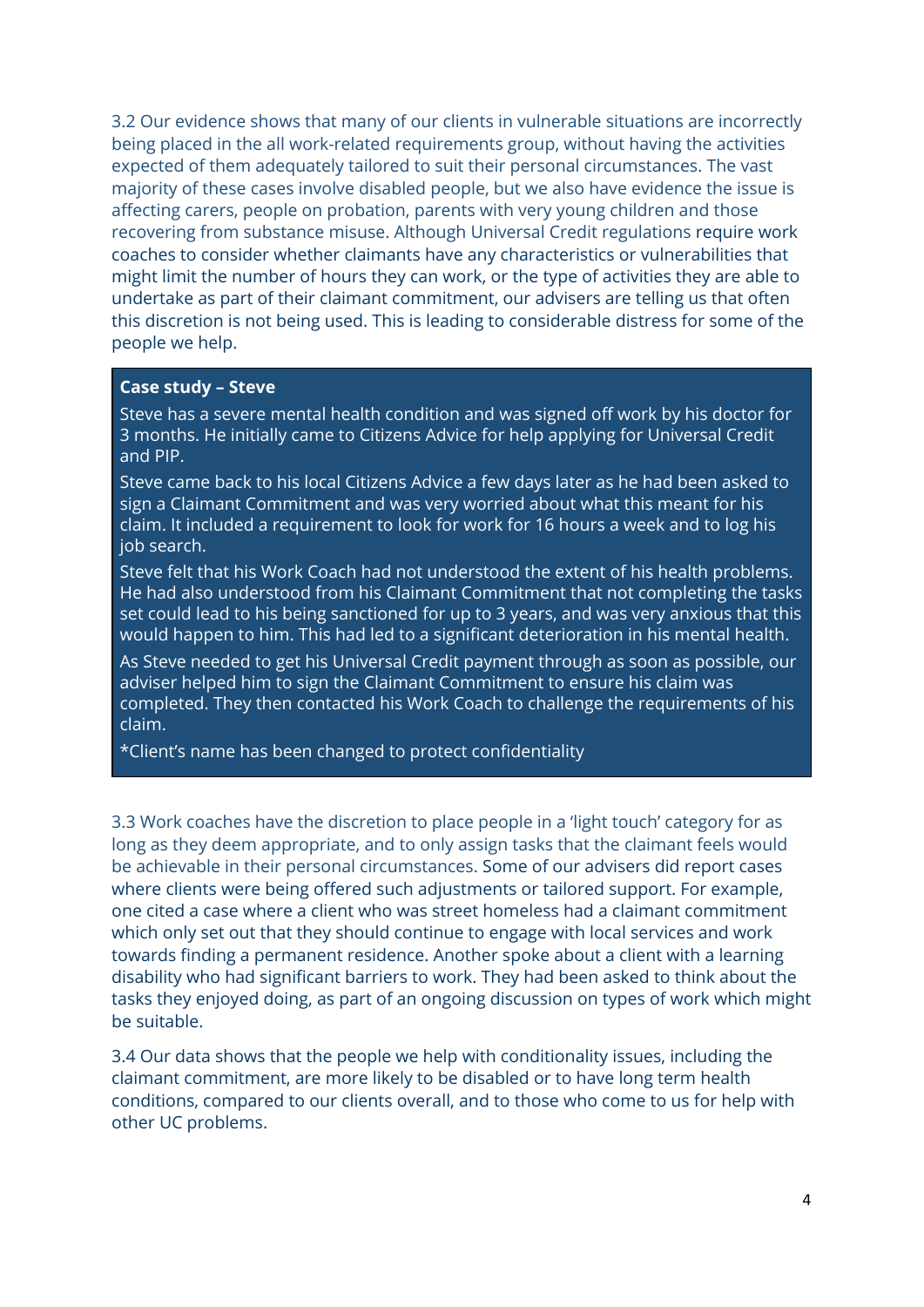3.2 Our evidence shows that many of our clients in vulnerable situations are incorrectly being placed in the all work-related requirements group, without having the activities expected of them adequately tailored to suit their personal circumstances. The vast majority of these cases involve disabled people, but we also have evidence the issue is affecting carers, people on probation, parents with very young children and those recovering from substance misuse. Although Universal Credit regulations require work coaches to consider whether claimants have any characteristics or vulnerabilities that might limit the number of hours they can work, or the type of activities they are able to undertake as part of their claimant commitment, our advisers are telling us that often this discretion is not being used. This is leading to considerable distress for some of the people we help.

**Case study – Steve**

Steve has a severe mental health condition and was signed off work by his doctor for 3 months. He initially came to Citizens Advice for help applying for Universal Credit and PIP.

Steve came back to his local Citizens Advice a few days later as he had been asked to sign a Claimant Commitment and was very worried about what this meant for his claim. It included a requirement to look for work for 16 hours a week and to log his job search.

Steve felt that his Work Coach had not understood the extent of his health problems. He had also understood from his Claimant Commitment that not completing the tasks set could lead to his being sanctioned for up to 3 years, and was very anxious that this would happen to him. This had led to a significant deterioration in his mental health.

As Steve needed to get his Universal Credit payment through as soon as possible, our adviser helped him to sign the Claimant Commitment to ensure his claim was completed. They then contacted his Work Coach to challenge the requirements of his claim.

*Client's name has been changed to protect confidentiality

3.3 Work coaches have the discretion to place people in a 'light touch' category for as long as they deem appropriate, and to only assign tasks that the claimant feels would be achievable in their personal circumstances. Some of our advisers did report cases where clients were being offered such adjustments or tailored support. For example, one cited a case where a client who was street homeless had a claimant commitment which only set out that they should continue to engage with local services and work towards finding a permanent residence. Another spoke about a client with a learning disability who had significant barriers to work. They had been asked to think about the tasks they enjoyed doing, as part of an ongoing discussion on types of work which might be suitable.

3.4 Our data shows that the people we help with conditionality issues, including the claimant commitment, are more likely to be disabled or to have long term health conditions, compared to our clients overall, and to those who come to us for help with other UC problems.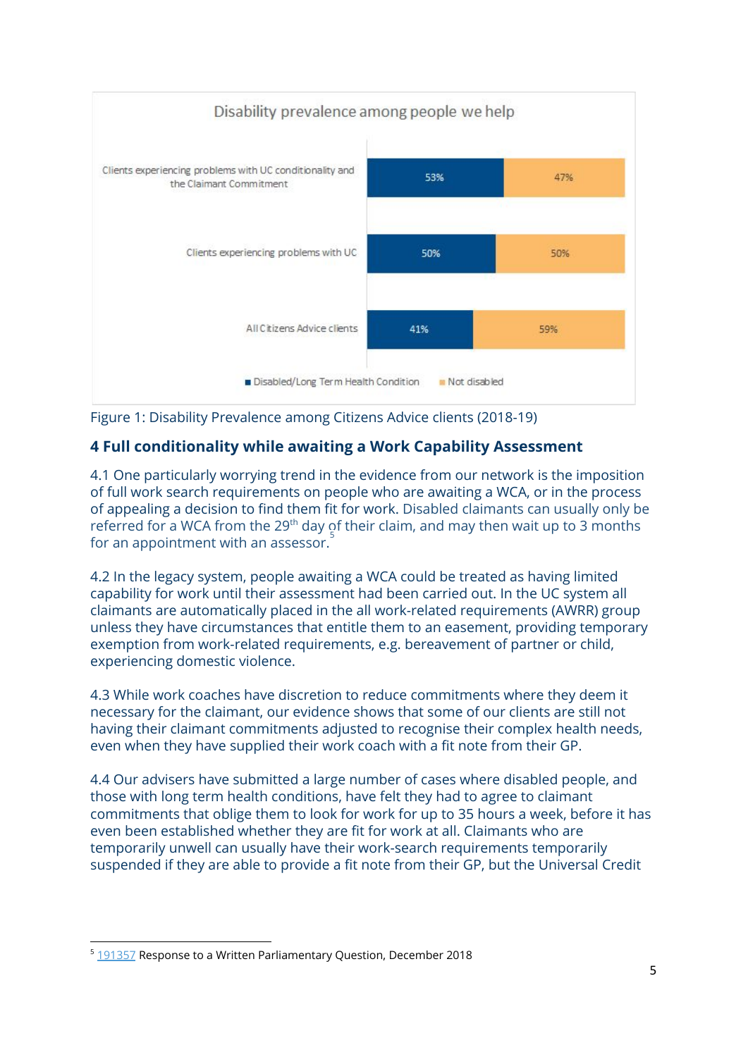**Disability prevalence among people we help**

| | Disabled/Long Term Health Condition | Not disabled |
|---|---|---|
| Clients experiencing problems with UC conditionality and the Claimant Commitment | 53% | 47% |
| Clients experiencing problems with UC | 50% | 50% |
| All Citizens Advice clients | 41% | 59% |

Figure 1: Disability Prevalence among Citizens Advice clients (2018-19)

## 4 Full conditionality while awaiting a Work Capability Assessment

4.1 One particularly worrying trend in the evidence from our network is the imposition of full work search requirements on people who are awaiting a WCA, or in the process of appealing a decision to find them fit for work. Disabled claimants can usually only be referred for a WCA from the 29th day of their claim, and may then wait up to 3 months for an appointment with an assessor.[5]

4.2 In the legacy system, people awaiting a WCA could be treated as having limited capability for work until their assessment had been carried out. In the UC system all claimants are automatically placed in the all work-related requirements (AWRR) group unless they have circumstances that entitle them to an easement, providing temporary exemption from work-related requirements, e.g. bereavement of partner or child, experiencing domestic violence.

4.3 While work coaches have discretion to reduce commitments where they deem it necessary for the claimant, our evidence shows that some of our clients are still not having their claimant commitments adjusted to recognise their complex health needs, even when they have supplied their work coach with a fit note from their GP.

4.4 Our advisers have submitted a large number of cases where disabled people, and those with long term health conditions, have felt they had to agree to claimant commitments that oblige them to look for work for up to 35 hours a week, before it has even been established whether they are fit for work at all. Claimants who are temporarily unwell can usually have their work-search requirements temporarily suspended if they are able to provide a fit note from their GP, but the Universal Credit

---

[5] 191357 Response to a Written Parliamentary Question, December 2018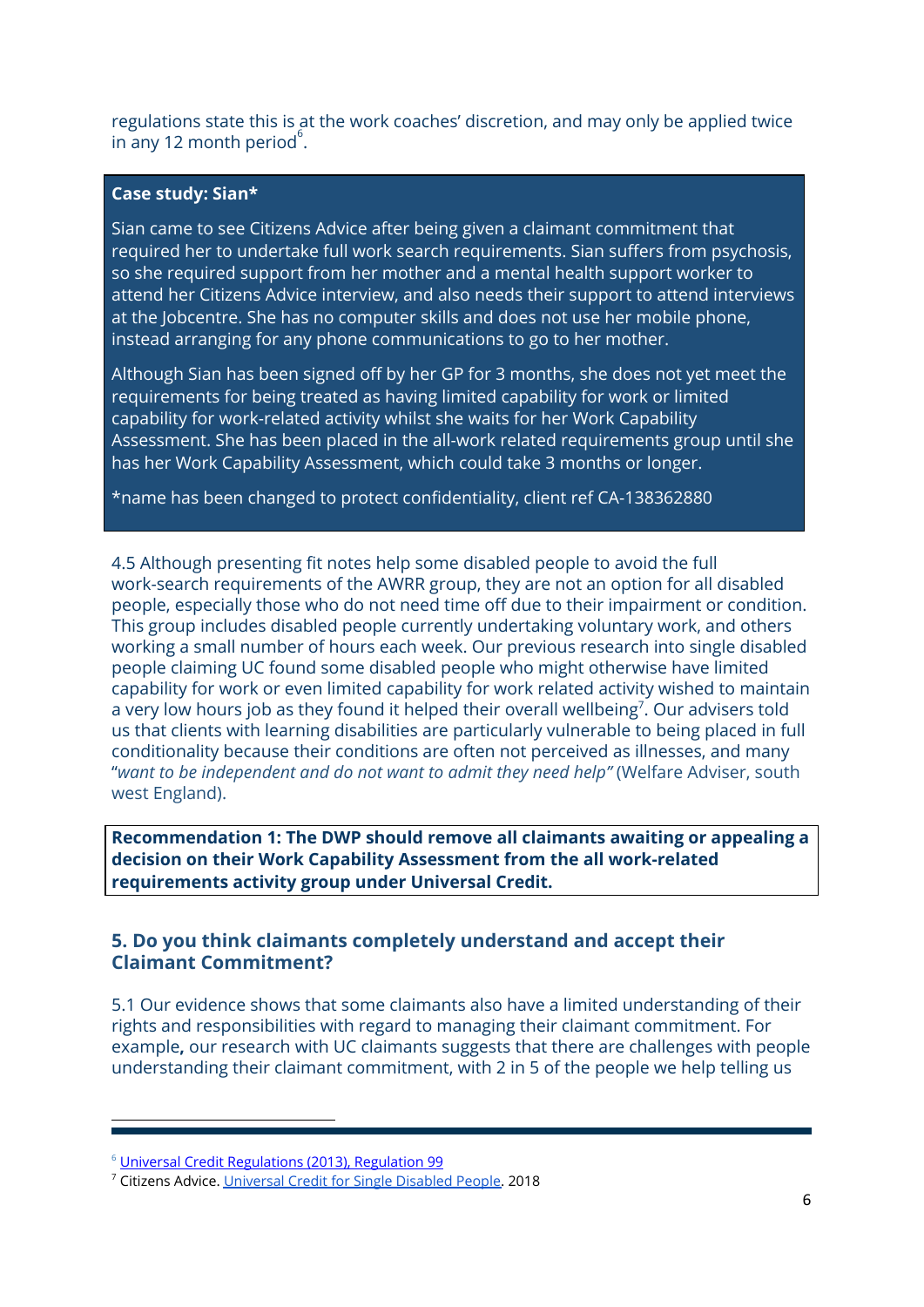regulations state this is at the work coaches' discretion, and may only be applied twice in any 12 month period[6].

**Case study: Sian***

Sian came to see Citizens Advice after being given a claimant commitment that required her to undertake full work search requirements. Sian suffers from psychosis, so she required support from her mother and a mental health support worker to attend her Citizens Advice interview, and also needs their support to attend interviews at the Jobcentre. She has no computer skills and does not use her mobile phone, instead arranging for any phone communications to go to her mother.

Although Sian has been signed off by her GP for 3 months, she does not yet meet the requirements for being treated as having limited capability for work or limited capability for work-related activity whilst she waits for her Work Capability Assessment. She has been placed in the all-work related requirements group until she has her Work Capability Assessment, which could take 3 months or longer.

*name has been changed to protect confidentiality, client ref CA-138362880

4.5 Although presenting fit notes help some disabled people to avoid the full work-search requirements of the AWRR group, they are not an option for all disabled people, especially those who do not need time off due to their impairment or condition. This group includes disabled people currently undertaking voluntary work, and others working a small number of hours each week. Our previous research into single disabled people claiming UC found some disabled people who might otherwise have limited capability for work or even limited capability for work related activity wished to maintain a very low hours job as they found it helped their overall wellbeing[7]. Our advisers told us that clients with learning disabilities are particularly vulnerable to being placed in full conditionality because their conditions are often not perceived as illnesses, and many "*want to be independent and do not want to admit they need help"* (Welfare Adviser, south west England).

**Recommendation 1: The DWP should remove all claimants awaiting or appealing a decision on their Work Capability Assessment from the all work-related requirements activity group under Universal Credit.**

## 5. Do you think claimants completely understand and accept their Claimant Commitment?

5.1 Our evidence shows that some claimants also have a limited understanding of their rights and responsibilities with regard to managing their claimant commitment. For example**,** our research with UC claimants suggests that there are challenges with people understanding their claimant commitment, with 2 in 5 of the people we help telling us

---

[6] Universal Credit Regulations (2013), Regulation 99

[7] Citizens Advice. Universal Credit for Single Disabled People. 2018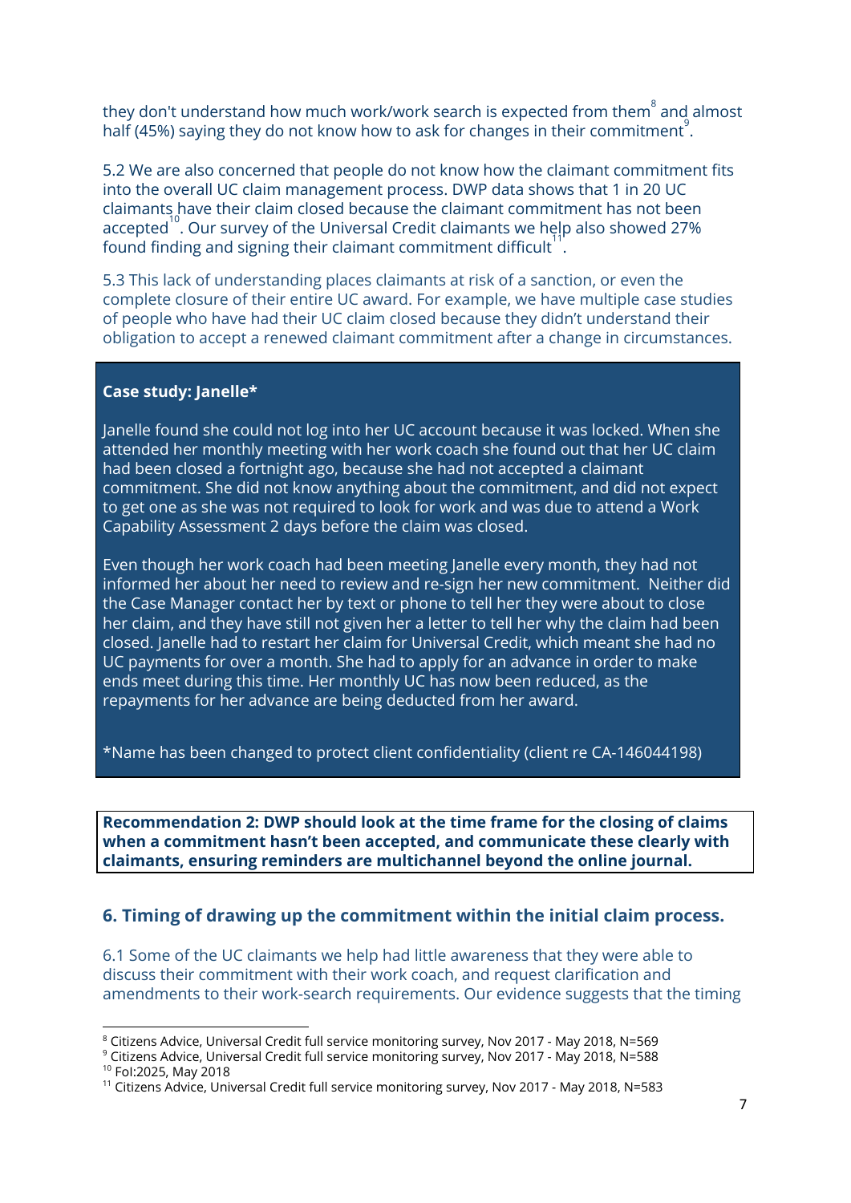they don't understand how much work/work search is expected from them[8] and almost half (45%) saying they do not know how to ask for changes in their commitment[9].

5.2 We are also concerned that people do not know how the claimant commitment fits into the overall UC claim management process. DWP data shows that 1 in 20 UC claimants have their claim closed because the claimant commitment has not been accepted[10]. Our survey of the Universal Credit claimants we help also showed 27% found finding and signing their claimant commitment difficult[11].

5.3 This lack of understanding places claimants at risk of a sanction, or even the complete closure of their entire UC award. For example, we have multiple case studies of people who have had their UC claim closed because they didn't understand their obligation to accept a renewed claimant commitment after a change in circumstances.

**Case study: Janelle***

Janelle found she could not log into her UC account because it was locked. When she attended her monthly meeting with her work coach she found out that her UC claim had been closed a fortnight ago, because she had not accepted a claimant commitment. She did not know anything about the commitment, and did not expect to get one as she was not required to look for work and was due to attend a Work Capability Assessment 2 days before the claim was closed.

Even though her work coach had been meeting Janelle every month, they had not informed her about her need to review and re-sign her new commitment. Neither did the Case Manager contact her by text or phone to tell her they were about to close her claim, and they have still not given her a letter to tell her why the claim had been closed. Janelle had to restart her claim for Universal Credit, which meant she had no UC payments for over a month. She had to apply for an advance in order to make ends meet during this time. Her monthly UC has now been reduced, as the repayments for her advance are being deducted from her award.

*Name has been changed to protect client confidentiality (client re CA-146044198)

**Recommendation 2: DWP should look at the time frame for the closing of claims when a commitment hasn't been accepted, and communicate these clearly with claimants, ensuring reminders are multichannel beyond the online journal.**

## 6. Timing of drawing up the commitment within the initial claim process.

6.1 Some of the UC claimants we help had little awareness that they were able to discuss their commitment with their work coach, and request clarification and amendments to their work-search requirements. Our evidence suggests that the timing

---

[8] Citizens Advice, Universal Credit full service monitoring survey, Nov 2017 - May 2018, N=569
[9] Citizens Advice, Universal Credit full service monitoring survey, Nov 2017 - May 2018, N=588
[10] FoI:2025, May 2018
[11] Citizens Advice, Universal Credit full service monitoring survey, Nov 2017 - May 2018, N=583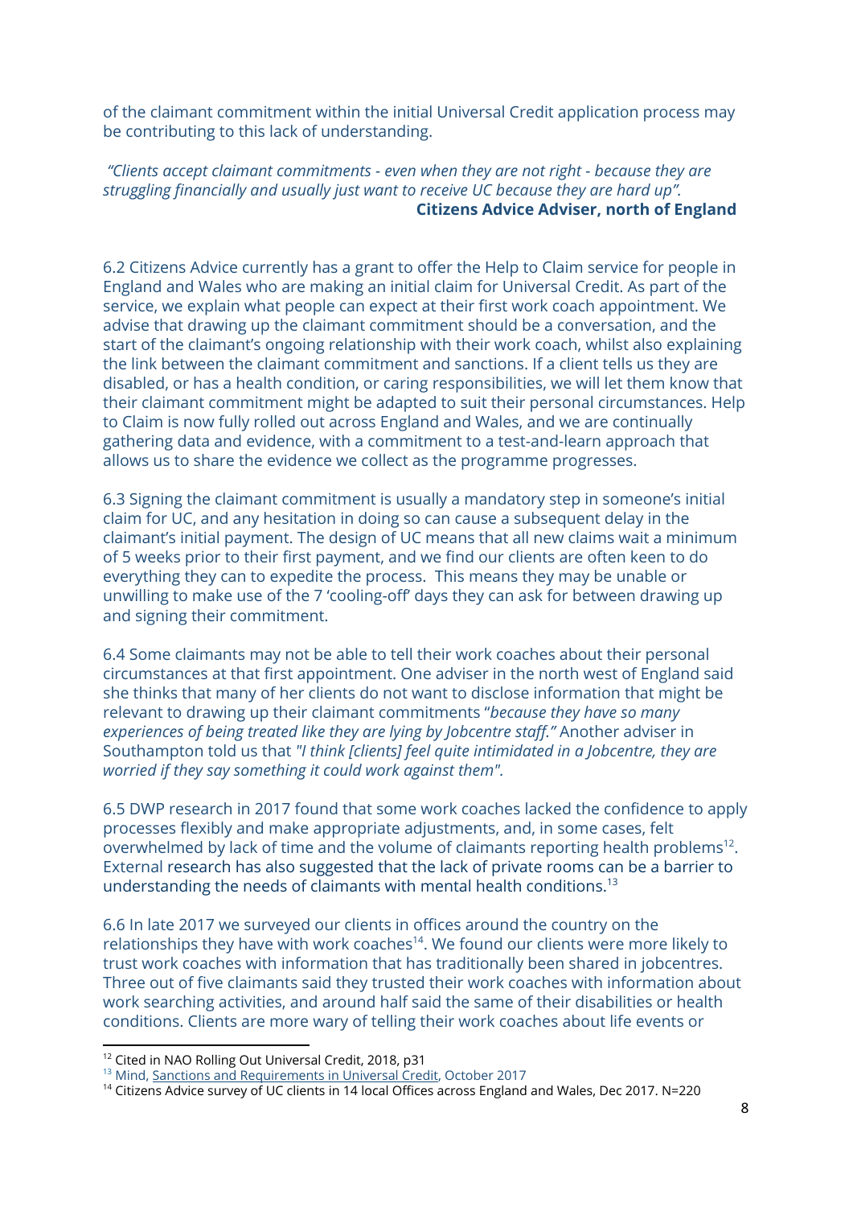of the claimant commitment within the initial Universal Credit application process may be contributing to this lack of understanding.

*"Clients accept claimant commitments - even when they are not right - because they are struggling financially and usually just want to receive UC because they are hard up".*
**Citizens Advice Adviser, north of England**

6.2 Citizens Advice currently has a grant to offer the Help to Claim service for people in England and Wales who are making an initial claim for Universal Credit. As part of the service, we explain what people can expect at their first work coach appointment. We advise that drawing up the claimant commitment should be a conversation, and the start of the claimant's ongoing relationship with their work coach, whilst also explaining the link between the claimant commitment and sanctions. If a client tells us they are disabled, or has a health condition, or caring responsibilities, we will let them know that their claimant commitment might be adapted to suit their personal circumstances. Help to Claim is now fully rolled out across England and Wales, and we are continually gathering data and evidence, with a commitment to a test-and-learn approach that allows us to share the evidence we collect as the programme progresses.

6.3 Signing the claimant commitment is usually a mandatory step in someone's initial claim for UC, and any hesitation in doing so can cause a subsequent delay in the claimant's initial payment. The design of UC means that all new claims wait a minimum of 5 weeks prior to their first payment, and we find our clients are often keen to do everything they can to expedite the process. This means they may be unable or unwilling to make use of the 7 'cooling-off' days they can ask for between drawing up and signing their commitment.

6.4 Some claimants may not be able to tell their work coaches about their personal circumstances at that first appointment. One adviser in the north west of England said she thinks that many of her clients do not want to disclose information that might be relevant to drawing up their claimant commitments "*because they have so many experiences of being treated like they are lying by Jobcentre staff."* Another adviser in Southampton told us that *"I think [clients] feel quite intimidated in a Jobcentre, they are worried if they say something it could work against them".*

6.5 DWP research in 2017 found that some work coaches lacked the confidence to apply processes flexibly and make appropriate adjustments, and, in some cases, felt overwhelmed by lack of time and the volume of claimants reporting health problems[12]. External research has also suggested that the lack of private rooms can be a barrier to understanding the needs of claimants with mental health conditions.[13]

6.6 In late 2017 we surveyed our clients in offices around the country on the relationships they have with work coaches[14]. We found our clients were more likely to trust work coaches with information that has traditionally been shared in jobcentres. Three out of five claimants said they trusted their work coaches with information about work searching activities, and around half said the same of their disabilities or health conditions. Clients are more wary of telling their work coaches about life events or

---

[12] Cited in NAO Rolling Out Universal Credit, 2018, p31

[13] Mind, Sanctions and Requirements in Universal Credit, October 2017

[14] Citizens Advice survey of UC clients in 14 local Offices across England and Wales, Dec 2017. N=220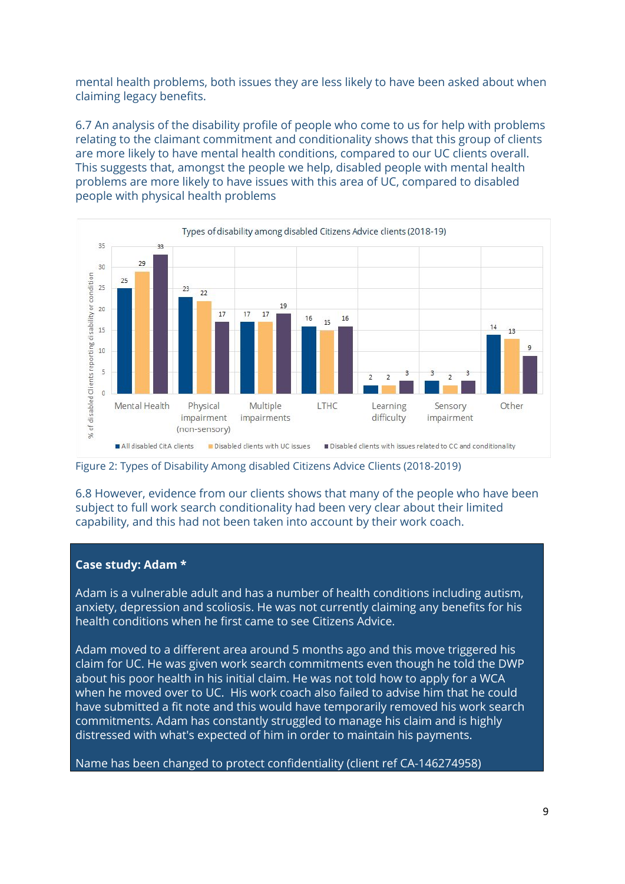mental health problems, both issues they are less likely to have been asked about when claiming legacy benefits.

6.7 An analysis of the disability profile of people who come to us for help with problems relating to the claimant commitment and conditionality shows that this group of clients are more likely to have mental health conditions, compared to our UC clients overall. This suggests that, amongst the people we help, disabled people with mental health problems are more likely to have issues with this area of UC, compared to disabled people with physical health problems

Types of disability among disabled Citizens Advice clients (2018-19)

| % of disabled Clients reporting disability or condition | All disabled CitA clients | Disabled clients with UC issues | Disabled clients with issues related to CC and conditionality |
|---|---|---|---|
| Mental Health | 25 | 29 | 33 |
| Physical impairment (non-sensory) | 23 | 22 | 17 |
| Multiple impairments | 17 | 17 | 19 |
| LTHC | 16 | 15 | 16 |
| Learning difficulty | 2 | 2 | 3 |
| Sensory impairment | 3 | 2 | 3 |
| Other | 14 | 13 | 9 |

Figure 2: Types of Disability Among disabled Citizens Advice Clients (2018-2019)

6.8 However, evidence from our clients shows that many of the people who have been subject to full work search conditionality had been very clear about their limited capability, and this had not been taken into account by their work coach.

**Case study: Adam ***

Adam is a vulnerable adult and has a number of health conditions including autism, anxiety, depression and scoliosis. He was not currently claiming any benefits for his health conditions when he first came to see Citizens Advice.

Adam moved to a different area around 5 months ago and this move triggered his claim for UC. He was given work search commitments even though he told the DWP about his poor health in his initial claim. He was not told how to apply for a WCA when he moved over to UC. His work coach also failed to advise him that he could have submitted a fit note and this would have temporarily removed his work search commitments. Adam has constantly struggled to manage his claim and is highly distressed with what's expected of him in order to maintain his payments.

Name has been changed to protect confidentiality (client ref CA-146274958)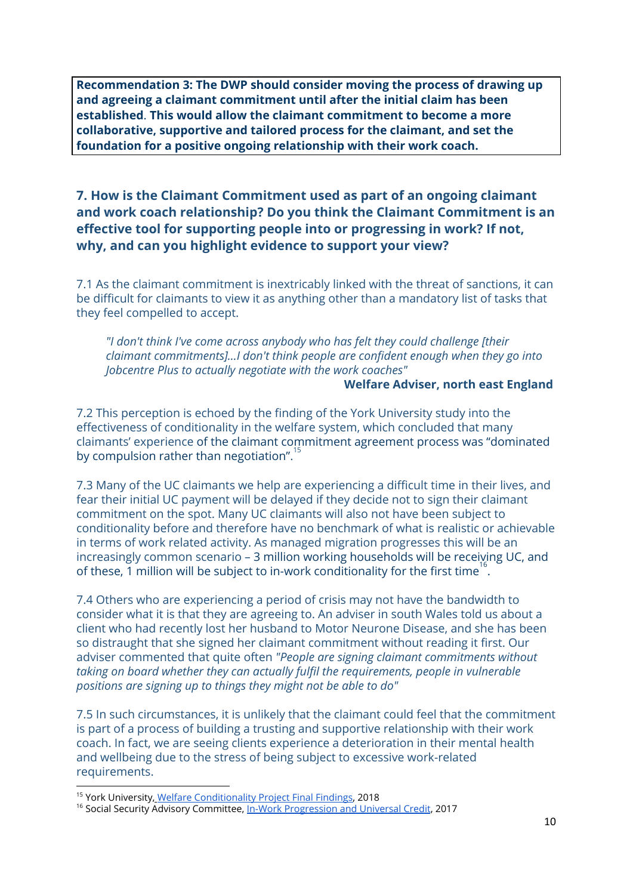**Recommendation 3: The DWP should consider moving the process of drawing up and agreeing a claimant commitment until after the initial claim has been established**. **This would allow the claimant commitment to become a more collaborative, supportive and tailored process for the claimant, and set the foundation for a positive ongoing relationship with their work coach.**

### 7. How is the Claimant Commitment used as part of an ongoing claimant and work coach relationship? Do you think the Claimant Commitment is an effective tool for supporting people into or progressing in work? If not, why, and can you highlight evidence to support your view?

7.1 As the claimant commitment is inextricably linked with the threat of sanctions, it can be difficult for claimants to view it as anything other than a mandatory list of tasks that they feel compelled to accept.

> *"I don't think I've come across anybody who has felt they could challenge [their claimant commitments]...I don't think people are confident enough when they go into Jobcentre Plus to actually negotiate with the work coaches"*
>
> **Welfare Adviser, north east England**

7.2 This perception is echoed by the finding of the York University study into the effectiveness of conditionality in the welfare system, which concluded that many claimants' experience of the claimant commitment agreement process was "dominated by compulsion rather than negotiation".[15]

7.3 Many of the UC claimants we help are experiencing a difficult time in their lives, and fear their initial UC payment will be delayed if they decide not to sign their claimant commitment on the spot. Many UC claimants will also not have been subject to conditionality before and therefore have no benchmark of what is realistic or achievable in terms of work related activity. As managed migration progresses this will be an increasingly common scenario – 3 million working households will be receiving UC, and of these, 1 million will be subject to in-work conditionality for the first time[16].

7.4 Others who are experiencing a period of crisis may not have the bandwidth to consider what it is that they are agreeing to. An adviser in south Wales told us about a client who had recently lost her husband to Motor Neurone Disease, and she has been so distraught that she signed her claimant commitment without reading it first. Our adviser commented that quite often *"People are signing claimant commitments without taking on board whether they can actually fulfil the requirements, people in vulnerable positions are signing up to things they might not be able to do"*

7.5 In such circumstances, it is unlikely that the claimant could feel that the commitment is part of a process of building a trusting and supportive relationship with their work coach. In fact, we are seeing clients experience a deterioration in their mental health and wellbeing due to the stress of being subject to excessive work-related requirements.

---

[15] York University, Welfare Conditionality Project Final Findings, 2018

[16] Social Security Advisory Committee, In-Work Progression and Universal Credit, 2017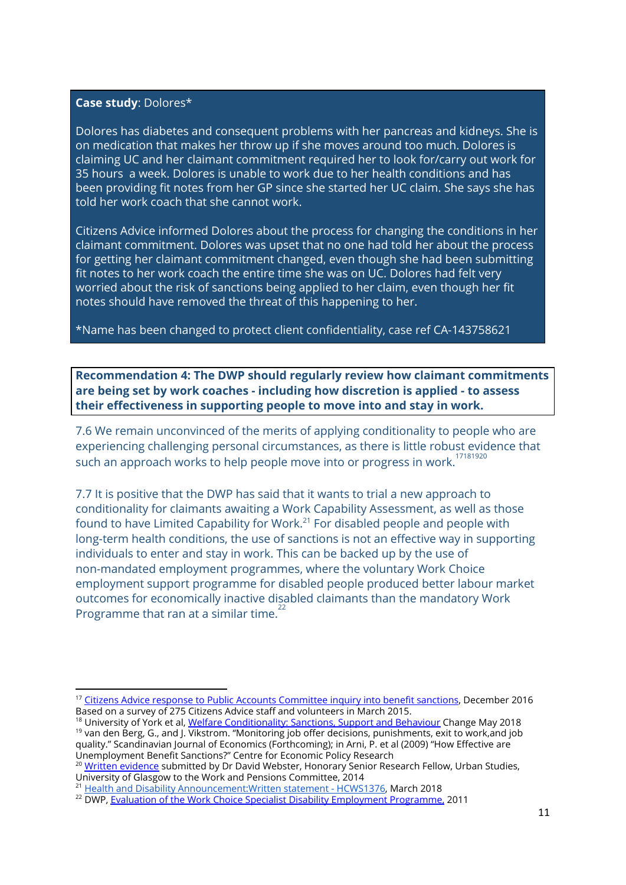**Case study**: Dolores*

Dolores has diabetes and consequent problems with her pancreas and kidneys. She is on medication that makes her throw up if she moves around too much. Dolores is claiming UC and her claimant commitment required her to look for/carry out work for 35 hours a week. Dolores is unable to work due to her health conditions and has been providing fit notes from her GP since she started her UC claim. She says she has told her work coach that she cannot work.

Citizens Advice informed Dolores about the process for changing the conditions in her claimant commitment. Dolores was upset that no one had told her about the process for getting her claimant commitment changed, even though she had been submitting fit notes to her work coach the entire time she was on UC. Dolores had felt very worried about the risk of sanctions being applied to her claim, even though her fit notes should have removed the threat of this happening to her.

*Name has been changed to protect client confidentiality, case ref CA-143758621

**Recommendation 4: The DWP should regularly review how claimant commitments are being set by work coaches - including how discretion is applied - to assess their effectiveness in supporting people to move into and stay in work.**

7.6 We remain unconvinced of the merits of applying conditionality to people who are experiencing challenging personal circumstances, as there is little robust evidence that such an approach works to help people move into or progress in work.[17][18][19][20]

7.7 It is positive that the DWP has said that it wants to trial a new approach to conditionality for claimants awaiting a Work Capability Assessment, as well as those found to have Limited Capability for Work.[21] For disabled people and people with long-term health conditions, the use of sanctions is not an effective way in supporting individuals to enter and stay in work. This can be backed up by the use of non-mandated employment programmes, where the voluntary Work Choice employment support programme for disabled people produced better labour market outcomes for economically inactive disabled claimants than the mandatory Work Programme that ran at a similar time.[22]

---

[17] Citizens Advice response to Public Accounts Committee inquiry into benefit sanctions, December 2016 Based on a survey of 275 Citizens Advice staff and volunteers in March 2015.

[18] University of York et al, Welfare Conditionality: Sanctions, Support and Behaviour Change May 2018

[19] van den Berg, G., and J. Vikstrom. "Monitoring job offer decisions, punishments, exit to work,and job quality." Scandinavian Journal of Economics (Forthcoming); in Arni, P. et al (2009) "How Effective are Unemployment Benefit Sanctions?" Centre for Economic Policy Research

[20] Written evidence submitted by Dr David Webster, Honorary Senior Research Fellow, Urban Studies, University of Glasgow to the Work and Pensions Committee, 2014

[21] Health and Disability Announcement:Written statement - HCWS1376, March 2018

[22] DWP, Evaluation of the Work Choice Specialist Disability Employment Programme, 2011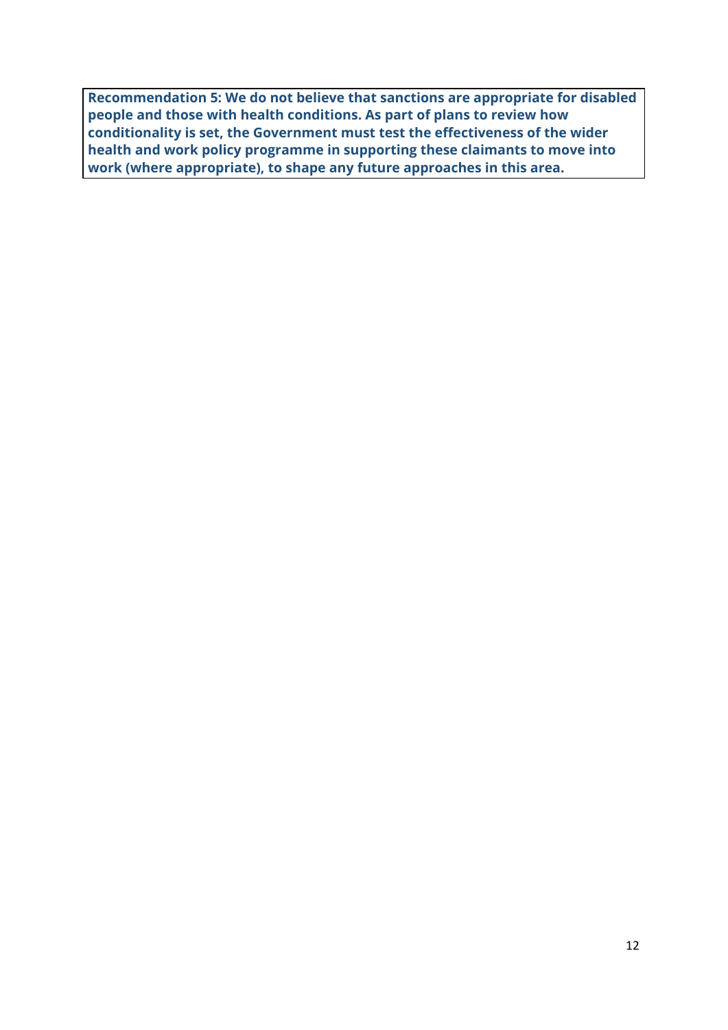**Recommendation 5: We do not believe that sanctions are appropriate for disabled people and those with health conditions. As part of plans to review how conditionality is set, the Government must test the effectiveness of the wider health and work policy programme in supporting these claimants to move into work (where appropriate), to shape any future approaches in this area.**